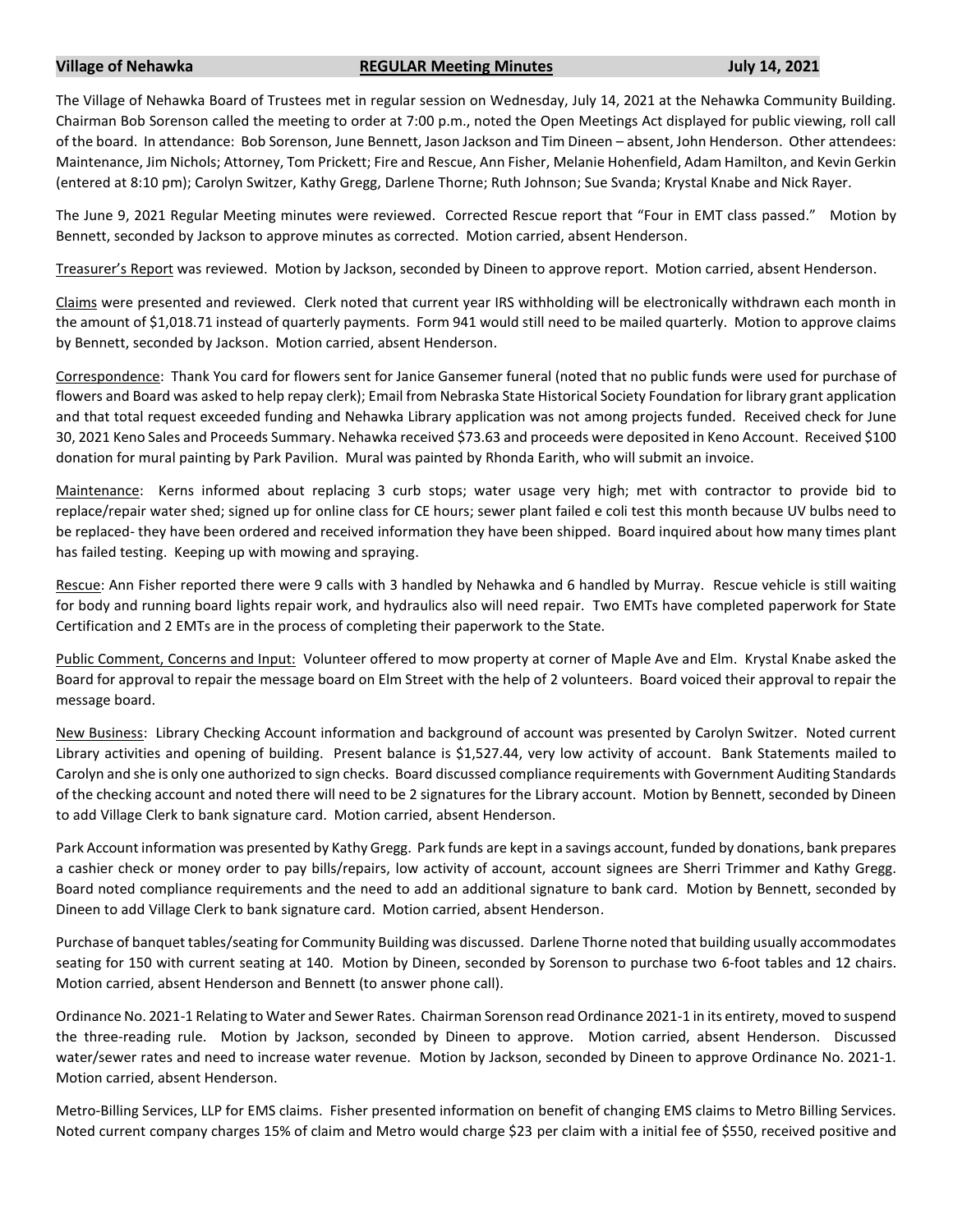**Village of Nehawka** **REGULAR Meeting Minutes** **July 14, 2021**

The Village of Nehawka Board of Trustees met in regular session on Wednesday, July 14, 2021 at the Nehawka Community Building. Chairman Bob Sorenson called the meeting to order at 7:00 p.m., noted the Open Meetings Act displayed for public viewing, roll call of the board. In attendance: Bob Sorenson, June Bennett, Jason Jackson and Tim Dineen – absent, John Henderson. Other attendees: Maintenance, Jim Nichols; Attorney, Tom Prickett; Fire and Rescue, Ann Fisher, Melanie Hohenfield, Adam Hamilton, and Kevin Gerkin (entered at 8:10 pm); Carolyn Switzer, Kathy Gregg, Darlene Thorne; Ruth Johnson; Sue Svanda; Krystal Knabe and Nick Rayer.

The June 9, 2021 Regular Meeting minutes were reviewed. Corrected Rescue report that "Four in EMT class passed." Motion by Bennett, seconded by Jackson to approve minutes as corrected. Motion carried, absent Henderson.

Treasurer's Report was reviewed. Motion by Jackson, seconded by Dineen to approve report. Motion carried, absent Henderson.

Claims were presented and reviewed. Clerk noted that current year IRS withholding will be electronically withdrawn each month in the amount of $1,018.71 instead of quarterly payments. Form 941 would still need to be mailed quarterly. Motion to approve claims by Bennett, seconded by Jackson. Motion carried, absent Henderson.

Correspondence: Thank You card for flowers sent for Janice Gansemer funeral (noted that no public funds were used for purchase of flowers and Board was asked to help repay clerk); Email from Nebraska State Historical Society Foundation for library grant application and that total request exceeded funding and Nehawka Library application was not among projects funded. Received check for June 30, 2021 Keno Sales and Proceeds Summary. Nehawka received $73.63 and proceeds were deposited in Keno Account. Received $100 donation for mural painting by Park Pavilion. Mural was painted by Rhonda Earith, who will submit an invoice.

Maintenance: Kerns informed about replacing 3 curb stops; water usage very high; met with contractor to provide bid to replace/repair water shed; signed up for online class for CE hours; sewer plant failed e coli test this month because UV bulbs need to be replaced- they have been ordered and received information they have been shipped. Board inquired about how many times plant has failed testing. Keeping up with mowing and spraying.

Rescue: Ann Fisher reported there were 9 calls with 3 handled by Nehawka and 6 handled by Murray. Rescue vehicle is still waiting for body and running board lights repair work, and hydraulics also will need repair. Two EMTs have completed paperwork for State Certification and 2 EMTs are in the process of completing their paperwork to the State.

Public Comment, Concerns and Input: Volunteer offered to mow property at corner of Maple Ave and Elm. Krystal Knabe asked the Board for approval to repair the message board on Elm Street with the help of 2 volunteers. Board voiced their approval to repair the message board.

New Business: Library Checking Account information and background of account was presented by Carolyn Switzer. Noted current Library activities and opening of building. Present balance is $1,527.44, very low activity of account. Bank Statements mailed to Carolyn and she is only one authorized to sign checks. Board discussed compliance requirements with Government Auditing Standards of the checking account and noted there will need to be 2 signatures for the Library account. Motion by Bennett, seconded by Dineen to add Village Clerk to bank signature card. Motion carried, absent Henderson.

Park Account information was presented by Kathy Gregg. Park funds are kept in a savings account, funded by donations, bank prepares a cashier check or money order to pay bills/repairs, low activity of account, account signees are Sherri Trimmer and Kathy Gregg. Board noted compliance requirements and the need to add an additional signature to bank card. Motion by Bennett, seconded by Dineen to add Village Clerk to bank signature card. Motion carried, absent Henderson.

Purchase of banquet tables/seating for Community Building was discussed. Darlene Thorne noted that building usually accommodates seating for 150 with current seating at 140. Motion by Dineen, seconded by Sorenson to purchase two 6-foot tables and 12 chairs. Motion carried, absent Henderson and Bennett (to answer phone call).

Ordinance No. 2021-1 Relating to Water and Sewer Rates. Chairman Sorenson read Ordinance 2021-1 in its entirety, moved to suspend the three-reading rule. Motion by Jackson, seconded by Dineen to approve. Motion carried, absent Henderson. Discussed water/sewer rates and need to increase water revenue. Motion by Jackson, seconded by Dineen to approve Ordinance No. 2021-1. Motion carried, absent Henderson.

Metro-Billing Services, LLP for EMS claims. Fisher presented information on benefit of changing EMS claims to Metro Billing Services. Noted current company charges 15% of claim and Metro would charge $23 per claim with a initial fee of $550, received positive and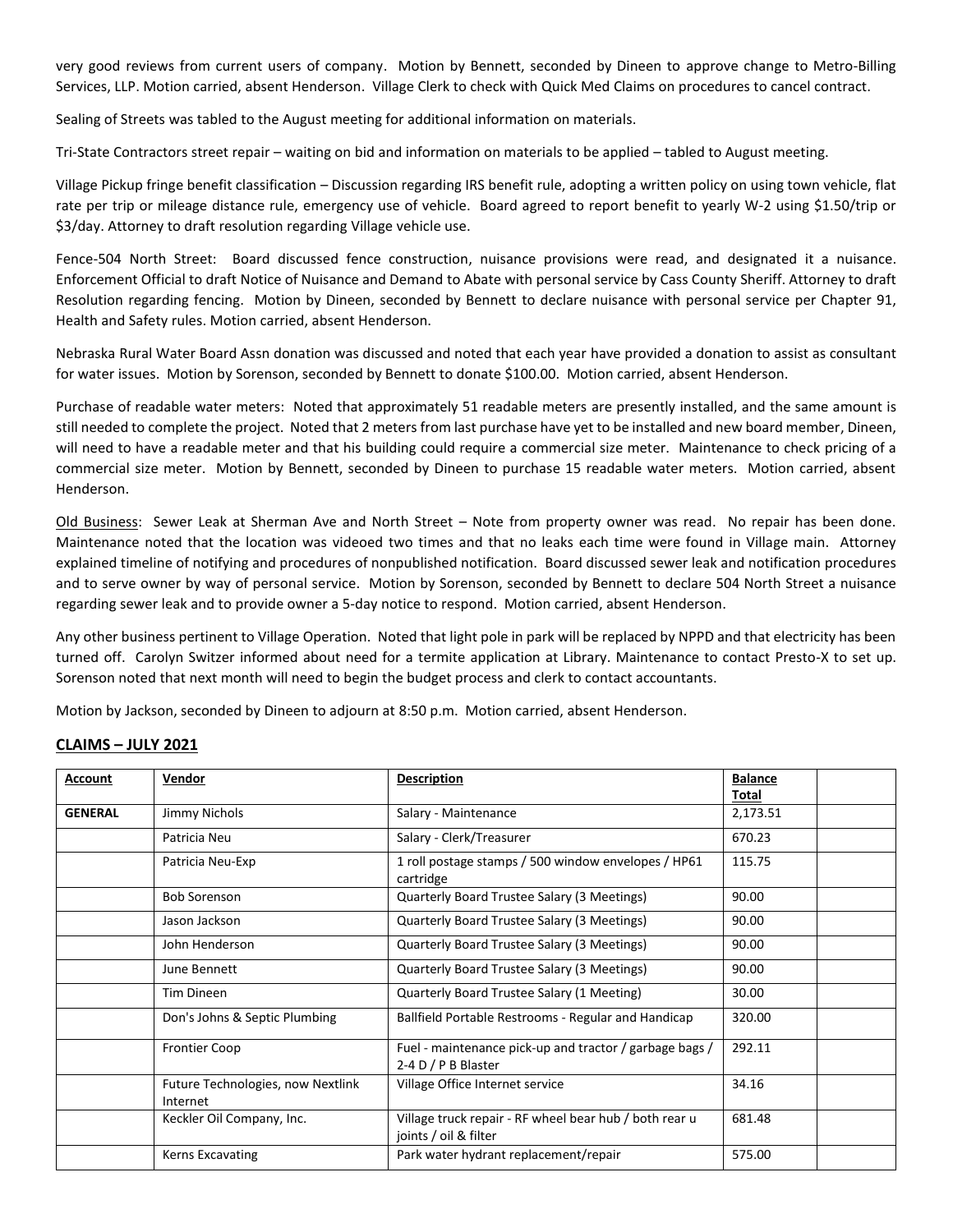very good reviews from current users of company. Motion by Bennett, seconded by Dineen to approve change to Metro-Billing Services, LLP. Motion carried, absent Henderson. Village Clerk to check with Quick Med Claims on procedures to cancel contract.

Sealing of Streets was tabled to the August meeting for additional information on materials.

Tri-State Contractors street repair – waiting on bid and information on materials to be applied – tabled to August meeting.

Village Pickup fringe benefit classification – Discussion regarding IRS benefit rule, adopting a written policy on using town vehicle, flat rate per trip or mileage distance rule, emergency use of vehicle. Board agreed to report benefit to yearly W-2 using $1.50/trip or $3/day. Attorney to draft resolution regarding Village vehicle use.

Fence-504 North Street: Board discussed fence construction, nuisance provisions were read, and designated it a nuisance. Enforcement Official to draft Notice of Nuisance and Demand to Abate with personal service by Cass County Sheriff. Attorney to draft Resolution regarding fencing. Motion by Dineen, seconded by Bennett to declare nuisance with personal service per Chapter 91, Health and Safety rules. Motion carried, absent Henderson.

Nebraska Rural Water Board Assn donation was discussed and noted that each year have provided a donation to assist as consultant for water issues. Motion by Sorenson, seconded by Bennett to donate $100.00. Motion carried, absent Henderson.

Purchase of readable water meters: Noted that approximately 51 readable meters are presently installed, and the same amount is still needed to complete the project. Noted that 2 meters from last purchase have yet to be installed and new board member, Dineen, will need to have a readable meter and that his building could require a commercial size meter. Maintenance to check pricing of a commercial size meter. Motion by Bennett, seconded by Dineen to purchase 15 readable water meters. Motion carried, absent Henderson.

Old Business: Sewer Leak at Sherman Ave and North Street – Note from property owner was read. No repair has been done. Maintenance noted that the location was videoed two times and that no leaks each time were found in Village main. Attorney explained timeline of notifying and procedures of nonpublished notification. Board discussed sewer leak and notification procedures and to serve owner by way of personal service. Motion by Sorenson, seconded by Bennett to declare 504 North Street a nuisance regarding sewer leak and to provide owner a 5-day notice to respond. Motion carried, absent Henderson.

Any other business pertinent to Village Operation. Noted that light pole in park will be replaced by NPPD and that electricity has been turned off. Carolyn Switzer informed about need for a termite application at Library. Maintenance to contact Presto-X to set up. Sorenson noted that next month will need to begin the budget process and clerk to contact accountants.

Motion by Jackson, seconded by Dineen to adjourn at 8:50 p.m. Motion carried, absent Henderson.

## CLAIMS – JULY 2021

| Account | Vendor | Description | Balance Total | |
|---|---|---|---|---|
| **GENERAL** | Jimmy Nichols | Salary - Maintenance | 2,173.51 | |
| | Patricia Neu | Salary - Clerk/Treasurer | 670.23 | |
| | Patricia Neu-Exp | 1 roll postage stamps / 500 window envelopes / HP61 cartridge | 115.75 | |
| | Bob Sorenson | Quarterly Board Trustee Salary (3 Meetings) | 90.00 | |
| | Jason Jackson | Quarterly Board Trustee Salary (3 Meetings) | 90.00 | |
| | John Henderson | Quarterly Board Trustee Salary (3 Meetings) | 90.00 | |
| | June Bennett | Quarterly Board Trustee Salary (3 Meetings) | 90.00 | |
| | Tim Dineen | Quarterly Board Trustee Salary (1 Meeting) | 30.00 | |
| | Don's Johns & Septic Plumbing | Ballfield Portable Restrooms - Regular and Handicap | 320.00 | |
| | Frontier Coop | Fuel - maintenance pick-up and tractor / garbage bags / 2-4 D / P B Blaster | 292.11 | |
| | Future Technologies, now Nextlink Internet | Village Office Internet service | 34.16 | |
| | Keckler Oil Company, Inc. | Village truck repair - RF wheel bear hub / both rear u joints / oil & filter | 681.48 | |
| | Kerns Excavating | Park water hydrant replacement/repair | 575.00 | |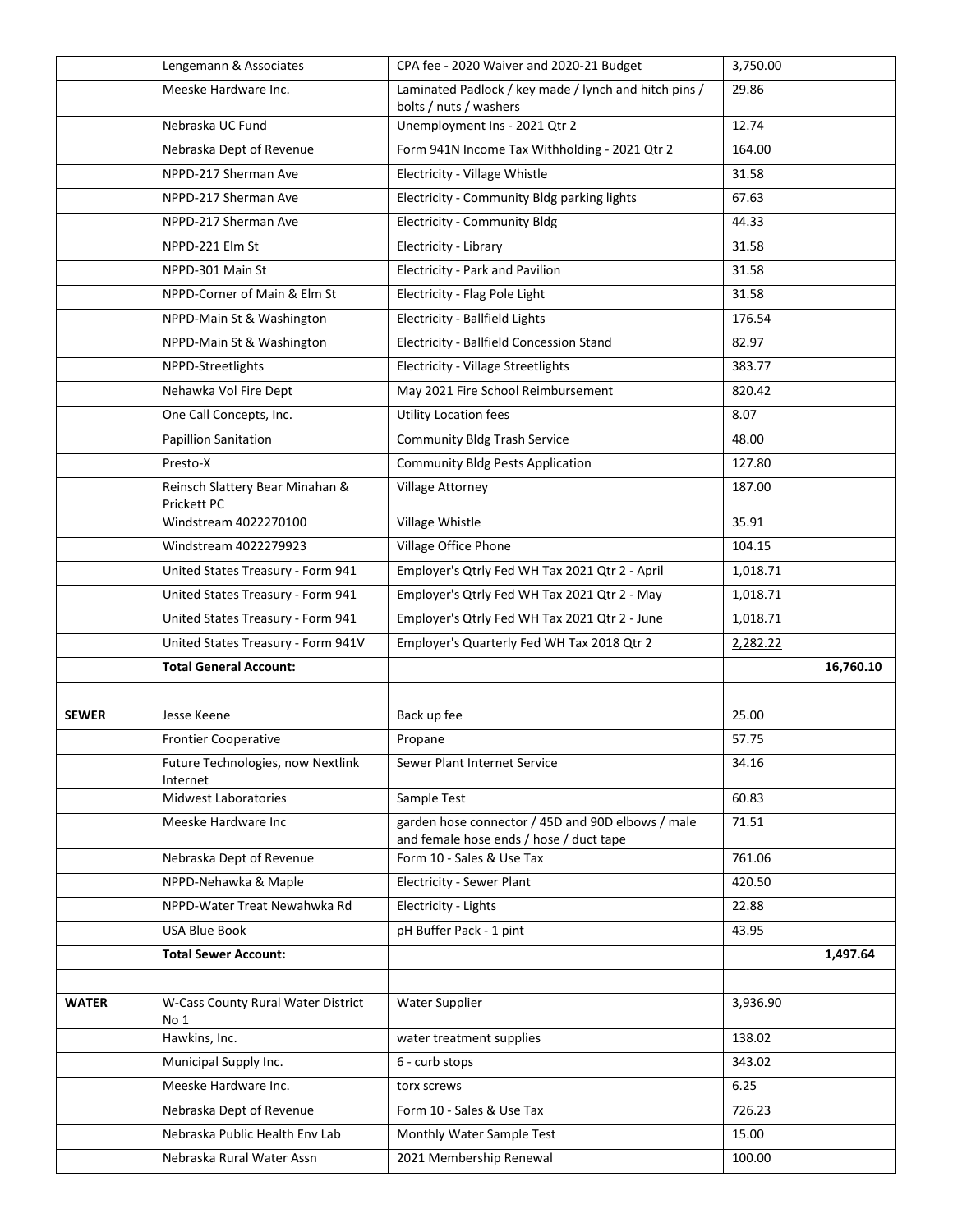| | | | | |
|---|---|---|---|---|
| | Lengemann & Associates | CPA fee - 2020 Waiver and 2020-21 Budget | 3,750.00 | |
| | Meeske Hardware Inc. | Laminated Padlock / key made / lynch and hitch pins / bolts / nuts / washers | 29.86 | |
| | Nebraska UC Fund | Unemployment Ins - 2021 Qtr 2 | 12.74 | |
| | Nebraska Dept of Revenue | Form 941N Income Tax Withholding - 2021 Qtr 2 | 164.00 | |
| | NPPD-217 Sherman Ave | Electricity - Village Whistle | 31.58 | |
| | NPPD-217 Sherman Ave | Electricity - Community Bldg parking lights | 67.63 | |
| | NPPD-217 Sherman Ave | Electricity - Community Bldg | 44.33 | |
| | NPPD-221 Elm St | Electricity - Library | 31.58 | |
| | NPPD-301 Main St | Electricity - Park and Pavilion | 31.58 | |
| | NPPD-Corner of Main & Elm St | Electricity - Flag Pole Light | 31.58 | |
| | NPPD-Main St & Washington | Electricity - Ballfield Lights | 176.54 | |
| | NPPD-Main St & Washington | Electricity - Ballfield Concession Stand | 82.97 | |
| | NPPD-Streetlights | Electricity - Village Streetlights | 383.77 | |
| | Nehawka Vol Fire Dept | May 2021 Fire School Reimbursement | 820.42 | |
| | One Call Concepts, Inc. | Utility Location fees | 8.07 | |
| | Papillion Sanitation | Community Bldg Trash Service | 48.00 | |
| | Presto-X | Community Bldg Pests Application | 127.80 | |
| | Reinsch Slattery Bear Minahan & Prickett PC | Village Attorney | 187.00 | |
| | Windstream 4022270100 | Village Whistle | 35.91 | |
| | Windstream 4022279923 | Village Office Phone | 104.15 | |
| | United States Treasury - Form 941 | Employer's Qtrly Fed WH Tax 2021 Qtr 2 - April | 1,018.71 | |
| | United States Treasury - Form 941 | Employer's Qtrly Fed WH Tax 2021 Qtr 2 - May | 1,018.71 | |
| | United States Treasury - Form 941 | Employer's Qtrly Fed WH Tax 2021 Qtr 2 - June | 1,018.71 | |
| | United States Treasury - Form 941V | Employer's Quarterly Fed WH Tax 2018 Qtr 2 | 2,282.22 | |
| | **Total General Account:** | | | **16,760.10** |
| | | | | |
| **SEWER** | Jesse Keene | Back up fee | 25.00 | |
| | Frontier Cooperative | Propane | 57.75 | |
| | Future Technologies, now Nextlink Internet | Sewer Plant Internet Service | 34.16 | |
| | Midwest Laboratories | Sample Test | 60.83 | |
| | Meeske Hardware Inc | garden hose connector / 45D and 90D elbows / male and female hose ends / hose / duct tape | 71.51 | |
| | Nebraska Dept of Revenue | Form 10 - Sales & Use Tax | 761.06 | |
| | NPPD-Nehawka & Maple | Electricity - Sewer Plant | 420.50 | |
| | NPPD-Water Treat Newahwka Rd | Electricity - Lights | 22.88 | |
| | USA Blue Book | pH Buffer Pack - 1 pint | 43.95 | |
| | **Total Sewer Account:** | | | **1,497.64** |
| | | | | |
| **WATER** | W-Cass County Rural Water District No 1 | Water Supplier | 3,936.90 | |
| | Hawkins, Inc. | water treatment supplies | 138.02 | |
| | Municipal Supply Inc. | 6 - curb stops | 343.02 | |
| | Meeske Hardware Inc. | torx screws | 6.25 | |
| | Nebraska Dept of Revenue | Form 10 - Sales & Use Tax | 726.23 | |
| | Nebraska Public Health Env Lab | Monthly Water Sample Test | 15.00 | |
| | Nebraska Rural Water Assn | 2021 Membership Renewal | 100.00 | |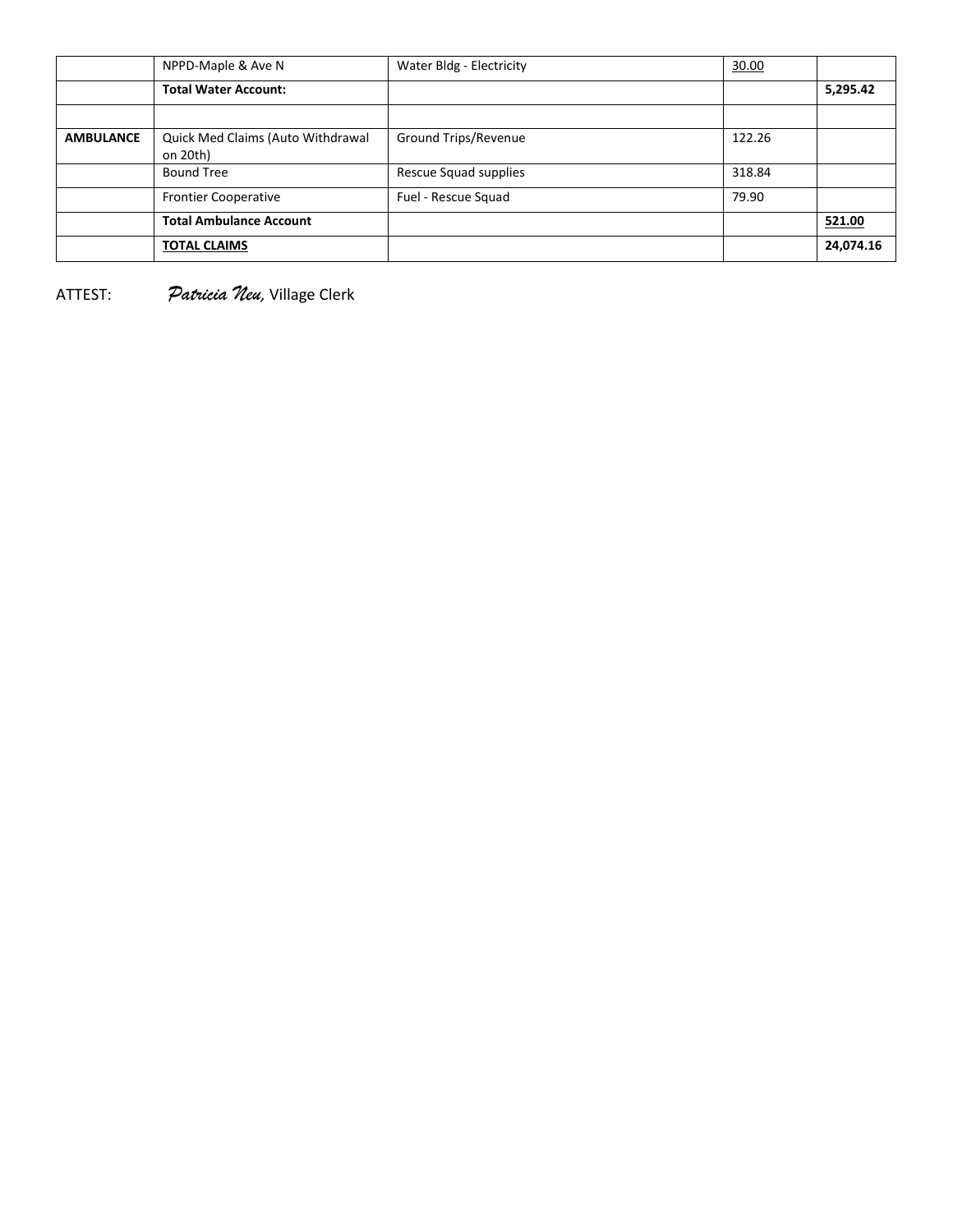| | | | | |
|---|---|---|---|---|
| | NPPD-Maple & Ave N | Water Bldg - Electricity | <u>30.00</u> | |
| | **Total Water Account:** | | | **5,295.42** |
| | | | | |
| **AMBULANCE** | Quick Med Claims (Auto Withdrawal on 20th) | Ground Trips/Revenue | 122.26 | |
| | Bound Tree | Rescue Squad supplies | 318.84 | |
| | Frontier Cooperative | Fuel - Rescue Squad | 79.90 | |
| | **Total Ambulance Account** | | | **<u>521.00</u>** |
| | **<u>TOTAL CLAIMS</u>** | | | **24,074.16** |

ATTEST: *Patricia Neu,* Village Clerk